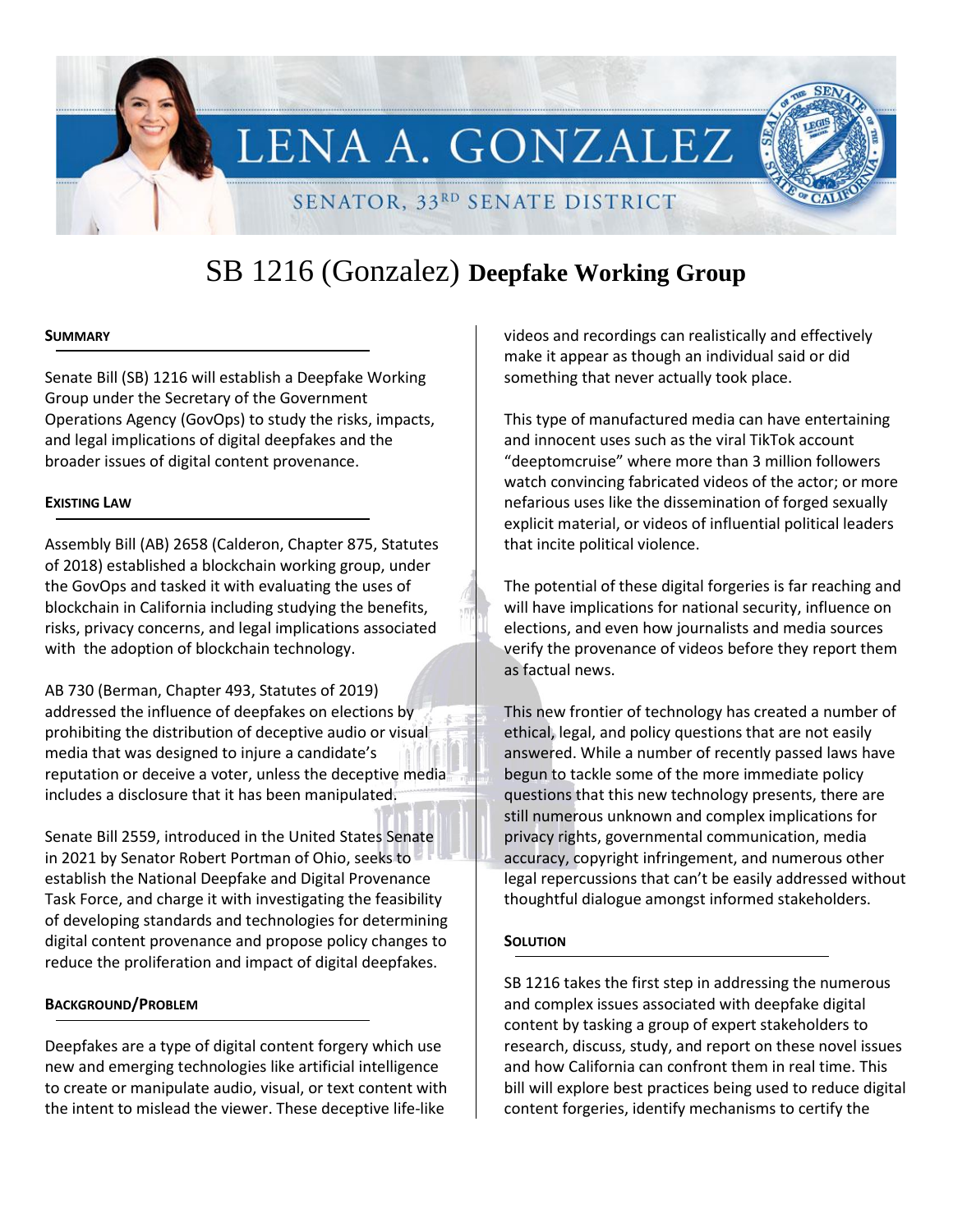# LENA A. GONZALEZ

SENATOR, 33RD SENATE DISTRICT

# SB 1216 (Gonzalez) **Deepfake Working Group**

## SUMMARY

Senate Bill (SB) 1216 will establish a Deepfake Working Group under the Secretary of the Government Operations Agency (GovOps) to study the risks, impacts, and legal implications of digital deepfakes and the broader issues of digital content provenance.

## EXISTING LAW

Assembly Bill (AB) 2658 (Calderon, Chapter 875, Statutes of 2018) established a blockchain working group, under the GovOps and tasked it with evaluating the uses of blockchain in California including studying the benefits, risks, privacy concerns, and legal implications associated with the adoption of blockchain technology.

AB 730 (Berman, Chapter 493, Statutes of 2019) addressed the influence of deepfakes on elections by prohibiting the distribution of deceptive audio or visual media that was designed to injure a candidate's reputation or deceive a voter, unless the deceptive media includes a disclosure that it has been manipulated.

Senate Bill 2559, introduced in the United States Senate in 2021 by Senator Robert Portman of Ohio, seeks to establish the National Deepfake and Digital Provenance Task Force, and charge it with investigating the feasibility of developing standards and technologies for determining digital content provenance and propose policy changes to reduce the proliferation and impact of digital deepfakes.

## BACKGROUND/PROBLEM

Deepfakes are a type of digital content forgery which use new and emerging technologies like artificial intelligence to create or manipulate audio, visual, or text content with the intent to mislead the viewer. These deceptive life-like videos and recordings can realistically and effectively make it appear as though an individual said or did something that never actually took place.

This type of manufactured media can have entertaining and innocent uses such as the viral TikTok account "deeptomcruise" where more than 3 million followers watch convincing fabricated videos of the actor; or more nefarious uses like the dissemination of forged sexually explicit material, or videos of influential political leaders that incite political violence.

The potential of these digital forgeries is far reaching and will have implications for national security, influence on elections, and even how journalists and media sources verify the provenance of videos before they report them as factual news.

This new frontier of technology has created a number of ethical, legal, and policy questions that are not easily answered. While a number of recently passed laws have begun to tackle some of the more immediate policy questions that this new technology presents, there are still numerous unknown and complex implications for privacy rights, governmental communication, media accuracy, copyright infringement, and numerous other legal repercussions that can't be easily addressed without thoughtful dialogue amongst informed stakeholders.

## SOLUTION

SB 1216 takes the first step in addressing the numerous and complex issues associated with deepfake digital content by tasking a group of expert stakeholders to research, discuss, study, and report on these novel issues and how California can confront them in real time. This bill will explore best practices being used to reduce digital content forgeries, identify mechanisms to certify the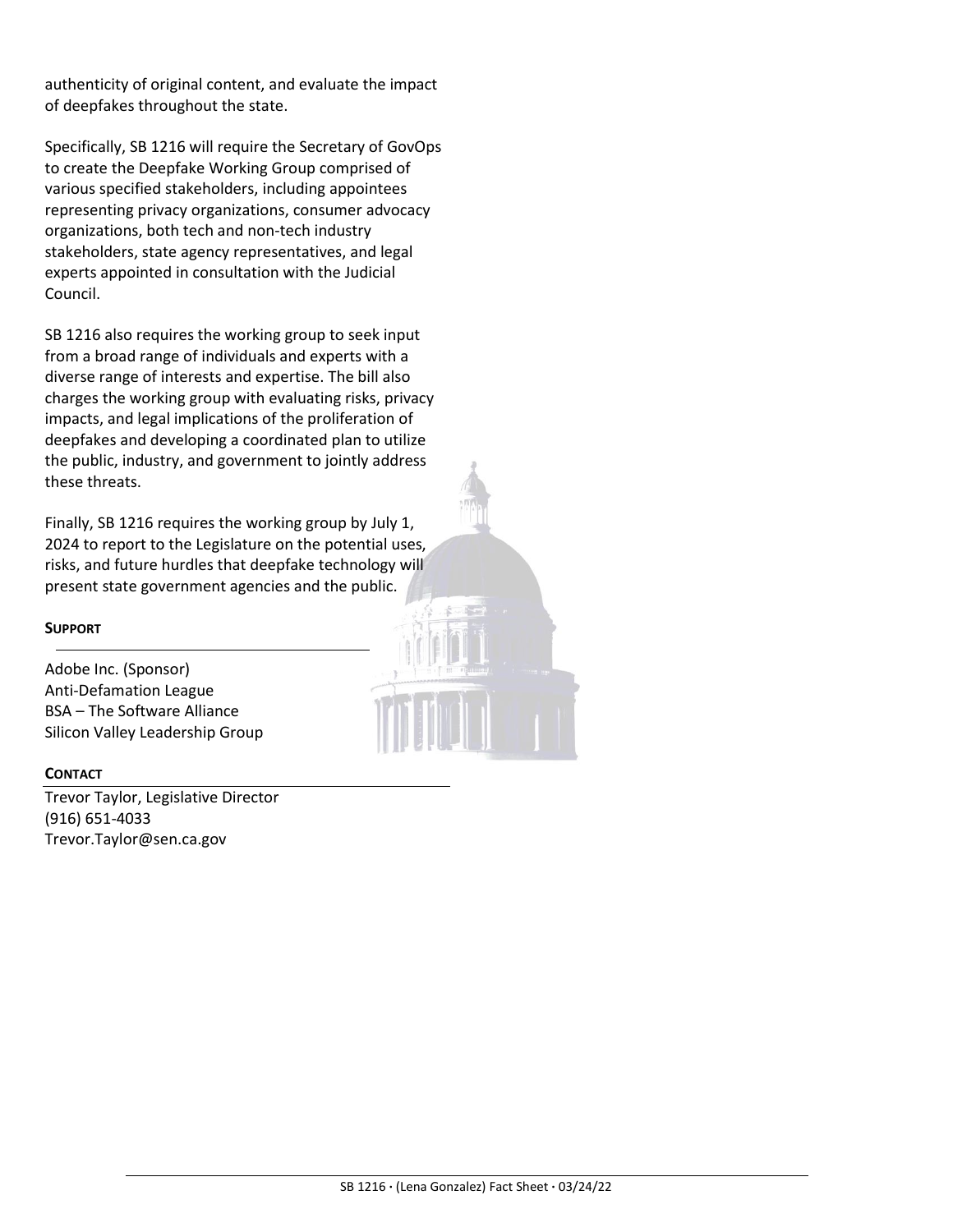authenticity of original content, and evaluate the impact of deepfakes throughout the state.

Specifically, SB 1216 will require the Secretary of GovOps to create the Deepfake Working Group comprised of various specified stakeholders, including appointees representing privacy organizations, consumer advocacy organizations, both tech and non-tech industry stakeholders, state agency representatives, and legal experts appointed in consultation with the Judicial Council.

SB 1216 also requires the working group to seek input from a broad range of individuals and experts with a diverse range of interests and expertise. The bill also charges the working group with evaluating risks, privacy impacts, and legal implications of the proliferation of deepfakes and developing a coordinated plan to utilize the public, industry, and government to jointly address these threats.

Finally, SB 1216 requires the working group by July 1, 2024 to report to the Legislature on the potential uses, risks, and future hurdles that deepfake technology will present state government agencies and the public.

**SUPPORT**

Adobe Inc. (Sponsor)
Anti-Defamation League
BSA – The Software Alliance
Silicon Valley Leadership Group

**CONTACT**

Trevor Taylor, Legislative Director
(916) 651-4033
Trevor.Taylor@sen.ca.gov